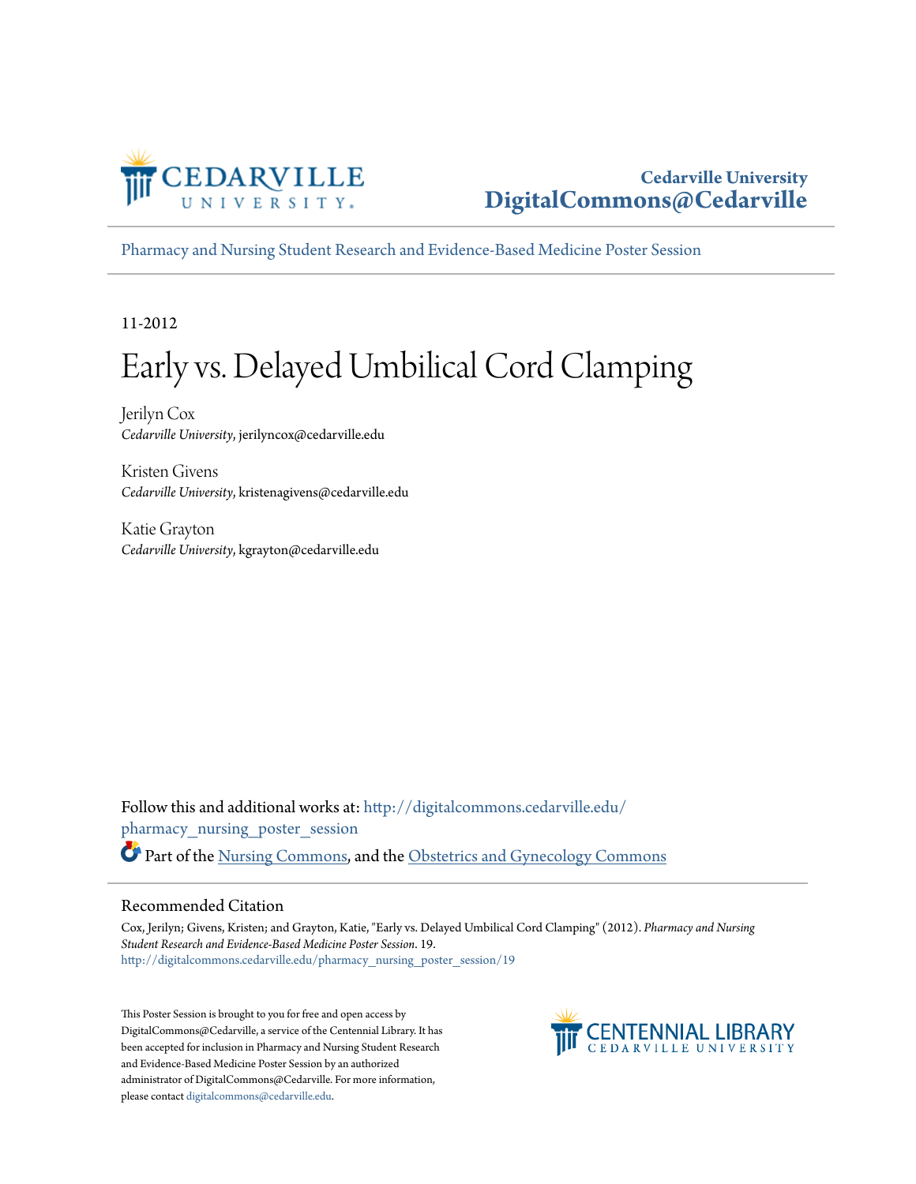Cedarville University
DigitalCommons@Cedarville

Pharmacy and Nursing Student Research and Evidence-Based Medicine Poster Session

11-2012

# Early vs. Delayed Umbilical Cord Clamping

Jerilyn Cox
*Cedarville University*, jerilyncox@cedarville.edu

Kristen Givens
*Cedarville University*, kristenagivens@cedarville.edu

Katie Grayton
*Cedarville University*, kgrayton@cedarville.edu

Follow this and additional works at: http://digitalcommons.cedarville.edu/pharmacy_nursing_poster_session

Part of the Nursing Commons, and the Obstetrics and Gynecology Commons

## Recommended Citation

Cox, Jerilyn; Givens, Kristen; and Grayton, Katie, "Early vs. Delayed Umbilical Cord Clamping" (2012). *Pharmacy and Nursing Student Research and Evidence-Based Medicine Poster Session*. 19.
http://digitalcommons.cedarville.edu/pharmacy_nursing_poster_session/19

This Poster Session is brought to you for free and open access by DigitalCommons@Cedarville, a service of the Centennial Library. It has been accepted for inclusion in Pharmacy and Nursing Student Research and Evidence-Based Medicine Poster Session by an authorized administrator of DigitalCommons@Cedarville. For more information, please contact digitalcommons@cedarville.edu.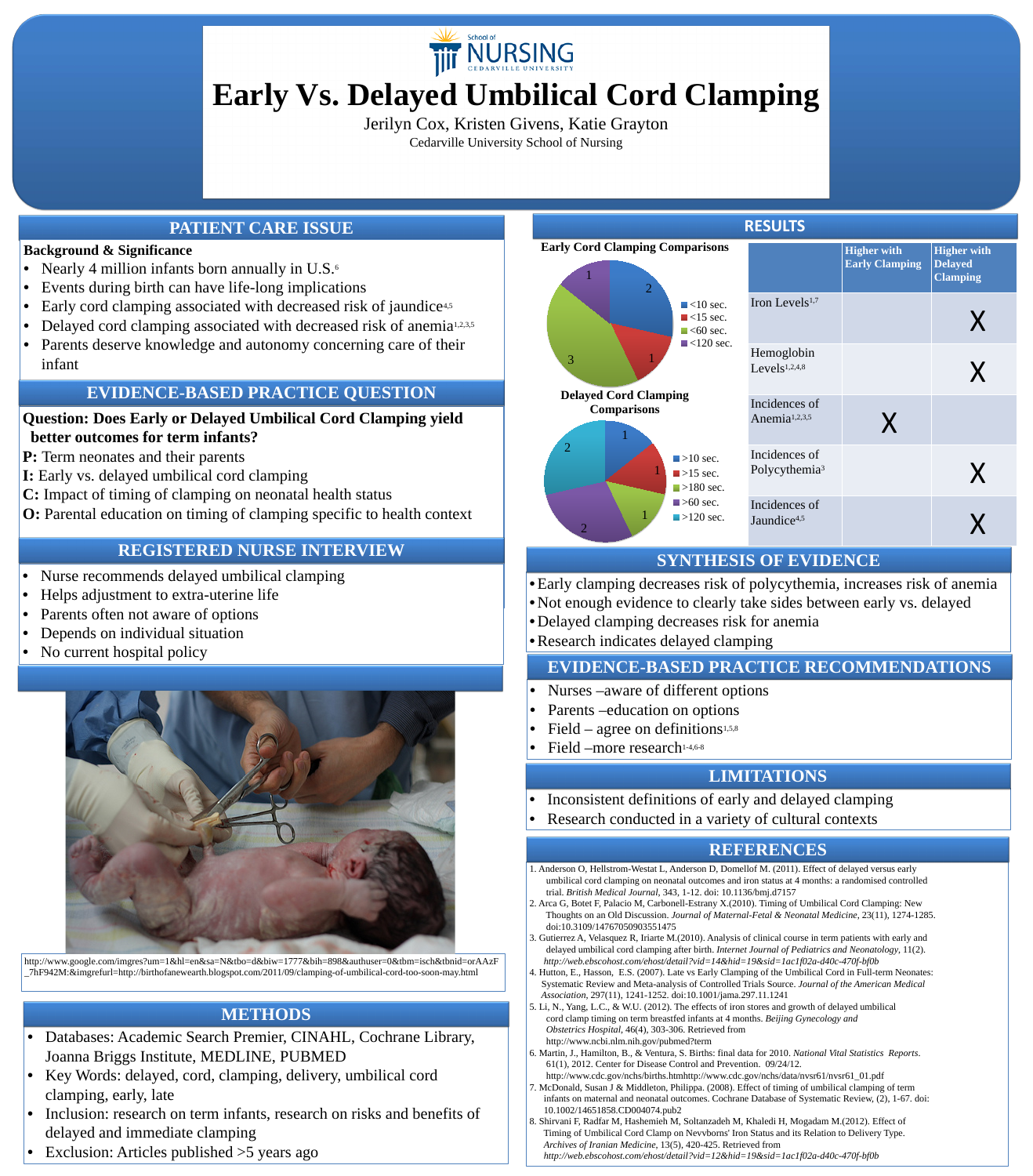School of NURSING
CEDARVILLE UNIVERSITY

# Early Vs. Delayed Umbilical Cord Clamping

Jerilyn Cox, Kristen Givens, Katie Grayton
Cedarville University School of Nursing

## PATIENT CARE ISSUE

**Background & Significance**

- Nearly 4 million infants born annually in U.S.[6]
- Events during birth can have life-long implications
- Early cord clamping associated with decreased risk of jaundice[4,5]
- Delayed cord clamping associated with decreased risk of anemia[1,2,3,5]
- Parents deserve knowledge and autonomy concerning care of their infant

## EVIDENCE-BASED PRACTICE QUESTION

**Question: Does Early or Delayed Umbilical Cord Clamping yield better outcomes for term infants?**

**P:** Term neonates and their parents
**I:** Early vs. delayed umbilical cord clamping
**C:** Impact of timing of clamping on neonatal health status
**O:** Parental education on timing of clamping specific to health context

## REGISTERED NURSE INTERVIEW

- Nurse recommends delayed umbilical clamping
- Helps adjustment to extra-uterine life
- Parents often not aware of options
- Depends on individual situation
- No current hospital policy

http://www.google.com/imgres?um=1&hl=en&sa=N&tbo=d&biw=1777&bih=898&authuser=0&tbm=isch&tbnid=orAAzF_7hF942M:&imgrefurl=http://birthofanewearth.blogspot.com/2011/09/clamping-of-umbilical-cord-too-soon-may.html

## METHODS

- Databases: Academic Search Premier, CINAHL, Cochrane Library, Joanna Briggs Institute, MEDLINE, PUBMED
- Key Words: delayed, cord, clamping, delivery, umbilical cord clamping, early, late
- Inclusion: research on term infants, research on risks and benefits of delayed and immediate clamping
- Exclusion: Articles published >5 years ago

## RESULTS

**Early Cord Clamping Comparisons**

2
1
3
1

<10 sec.
<15 sec.
<60 sec.
<120 sec.

**Delayed Cord Clamping Comparisons**

1
1
1
2
2

>10 sec.
>15 sec.
>180 sec.
>60 sec.
>120 sec.

| | Higher with Early Clamping | Higher with Delayed Clamping |
|---|---|---|
| Iron Levels[1,7] | | X |
| Hemoglobin Levels[1,2,4,8] | | X |
| Incidences of Anemia[1,2,3,5] | X | |
| Incidences of Polycythemia[3] | | X |
| Incidences of Jaundice[4,5] | | X |

## SYNTHESIS OF EVIDENCE

- Early clamping decreases risk of polycythemia, increases risk of anemia
- Not enough evidence to clearly take sides between early vs. delayed
- Delayed clamping decreases risk for anemia
- Research indicates delayed clamping

## EVIDENCE-BASED PRACTICE RECOMMENDATIONS

- Nurses –aware of different options
- Parents –education on options
- Field – agree on definitions[1,5,8]
- Field –more research[1-4,6-8]

## LIMITATIONS

- Inconsistent definitions of early and delayed clamping
- Research conducted in a variety of cultural contexts

## REFERENCES

1. Anderson O, Hellstrom-Westat L, Anderson D, Domellof M. (2011). Effect of delayed versus early umbilical cord clamping on neonatal outcomes and iron status at 4 months: a randomised controlled trial. *British Medical Journal*, 343, 1-12. doi: 10.1136/bmj.d7157
2. Arca G, Botet F, Palacio M, Carbonell-Estrany X.(2010). Timing of Umbilical Cord Clamping: New Thoughts on an Old Discussion. *Journal of Maternal-Fetal & Neonatal Medicine*, 23(11), 1274-1285. doi:10.3109/14767050903551475
3. Gutierrez A, Velasquez R, Iriarte M.(2010). Analysis of clinical course in term patients with early and delayed umbilical cord clamping after birth. *Internet Journal of Pediatrics and Neonatology*, 11(2). *http://web.ebscohost.com/ehost/detail?vid=14&hid=19&sid=1ac1f02a-d40c-470f-bf0b*
4. Hutton, E., Hasson, E.S. (2007). Late vs Early Clamping of the Umbilical Cord in Full-term Neonates: Systematic Review and Meta-analysis of Controlled Trials Source. *Journal of the American Medical Association*, 297(11), 1241-1252. doi:10.1001/jama.297.11.1241
5. Li, N., Yang, L.C., & W.U. (2012). The effects of iron stores and growth of delayed umbilical cord clamp timing on term breastfed infants at 4 months. *Beijing Gynecology and Obstetrics Hospital*, 46(4), 303-306. Retrieved from http://www.ncbi.nlm.nih.gov/pubmed?term
6. Martin, J., Hamilton, B., & Ventura, S. Births: final data for 2010. *National Vital Statistics Reports*. 61(1), 2012. Center for Disease Control and Prevention. 09/24/12. http://www.cdc.gov/nchs/births.htmhttp://www.cdc.gov/nchs/data/nvsr61/nvsr61_01.pdf
7. McDonald, Susan J & Middleton, Philippa. (2008). Effect of timing of umbilical clamping of term infants on maternal and neonatal outcomes. Cochrane Database of Systematic Review, (2), 1-67. doi: 10.1002/14651858.CD004074.pub2
8. Shirvani F, Radfar M, Hashemieh M, Soltanzadeh M, Khaledi H, Mogadam M.(2012). Effect of Timing of Umbilical Cord Clamp on Nevvborns' Iron Status and its Relation to Delivery Type. *Archives of Iranian Medicine*, 13(5), 420-425. Retrieved from *http://web.ebscohost.com/ehost/detail?vid=12&hid=19&sid=1ac1f02a-d40c-470f-bf0b*